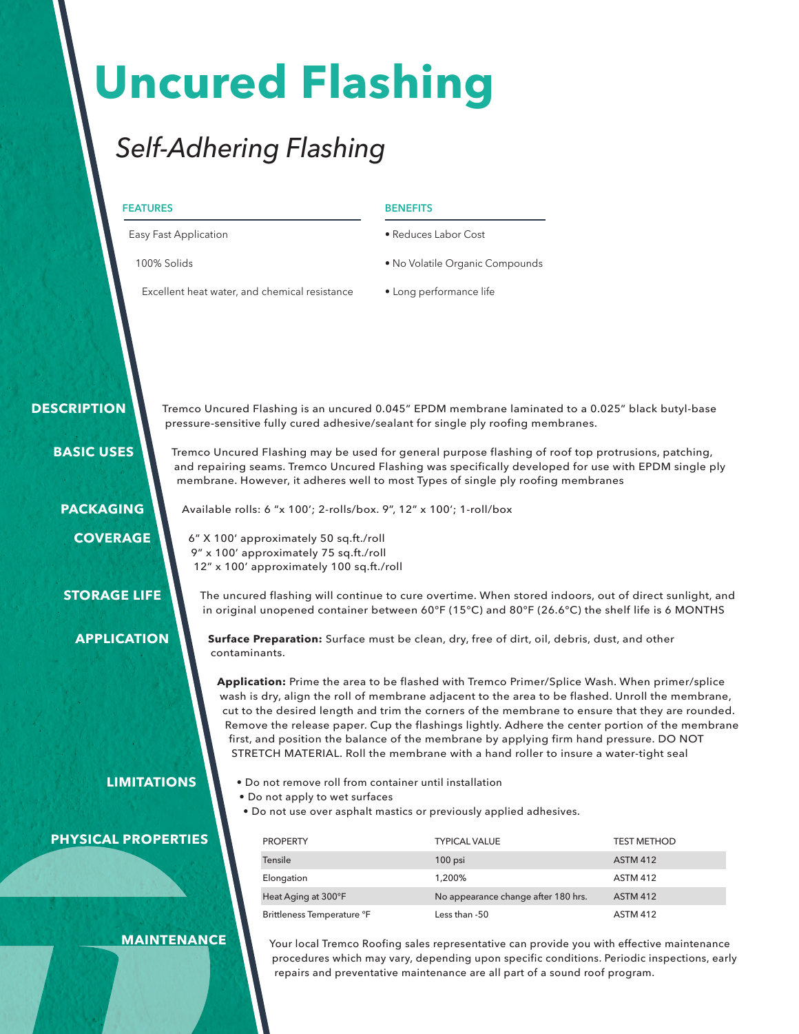# Uncured Flashing

## *Self-Adhering Flashing*

| FEATURES | BENEFITS |
|---|---|
| Easy Fast Application | • Reduces Labor Cost |
| 100% Solids | • No Volatile Organic Compounds |
| Excellent heat water, and chemical resistance | • Long performance life |

### DESCRIPTION

Tremco Uncured Flashing is an uncured 0.045" EPDM membrane laminated to a 0.025" black butyl-base pressure-sensitive fully cured adhesive/sealant for single ply roofing membranes.

### BASIC USES

Tremco Uncured Flashing may be used for general purpose flashing of roof top protrusions, patching, and repairing seams. Tremco Uncured Flashing was specifically developed for use with EPDM single ply membrane. However, it adheres well to most Types of single ply roofing membranes

### PACKAGING

Available rolls: 6 "x 100'; 2-rolls/box. 9", 12" x 100'; 1-roll/box

### COVERAGE

6" X 100' approximately 50 sq.ft./roll
9" x 100' approximately 75 sq.ft./roll
12" x 100' approximately 100 sq.ft./roll

### STORAGE LIFE

The uncured flashing will continue to cure overtime. When stored indoors, out of direct sunlight, and in original unopened container between 60°F (15°C) and 80°F (26.6°C) the shelf life is 6 MONTHS

### APPLICATION

**Surface Preparation:** Surface must be clean, dry, free of dirt, oil, debris, dust, and other contaminants.

**Application:** Prime the area to be flashed with Tremco Primer/Splice Wash. When primer/splice wash is dry, align the roll of membrane adjacent to the area to be flashed. Unroll the membrane, cut to the desired length and trim the corners of the membrane to ensure that they are rounded. Remove the release paper. Cup the flashings lightly. Adhere the center portion of the membrane first, and position the balance of the membrane by applying firm hand pressure. DO NOT STRETCH MATERIAL. Roll the membrane with a hand roller to insure a water-tight seal

### LIMITATIONS

- Do not remove roll from container until installation
- Do not apply to wet surfaces
- Do not use over asphalt mastics or previously applied adhesives.

### PHYSICAL PROPERTIES

| PROPERTY | TYPICAL VALUE | TEST METHOD |
|---|---|---|
| Tensile | 100 psi | ASTM 412 |
| Elongation | 1,200% | ASTM 412 |
| Heat Aging at 300°F | No appearance change after 180 hrs. | ASTM 412 |
| Brittleness Temperature °F | Less than -50 | ASTM 412 |

### MAINTENANCE

Your local Tremco Roofing sales representative can provide you with effective maintenance procedures which may vary, depending upon specific conditions. Periodic inspections, early repairs and preventative maintenance are all part of a sound roof program.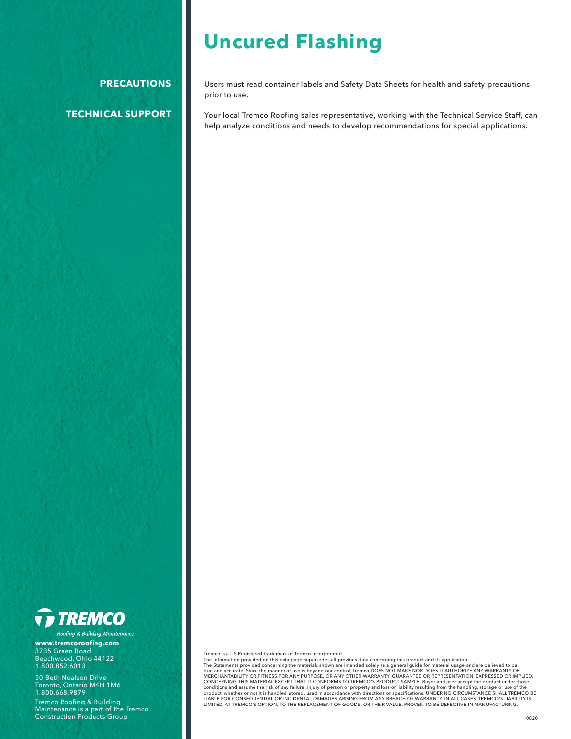# Uncured Flashing

**PRECAUTIONS**

Users must read container labels and Safety Data Sheets for health and safety precautions prior to use.

**TECHNICAL SUPPORT**

Your local Tremco Roofing sales representative, working with the Technical Service Staff, can help analyze conditions and needs to develop recommendations for special applications.

TREMCO
*Roofing & Building Maintenance*

**www.tremcoroofing.com**
3735 Green Road
Beachwood, Ohio 44122
1.800.852.6013

50 Beth Nealson Drive
Toronto, Ontario M4H 1M6
1.800.668.9879

Tremco Roofing & Building Maintenance is a part of the Tremco Construction Products Group

Tremco is a US Registered trademark of Tremco Incorporated.
The information provided on this data page supersedes all previous data concerning this product and its application.
The Statements provided concerning the materials shown are intended solely as a general guide for material usage and are believed to be true and accurate. Since the manner of use is beyond our control, Tremco DOES NOT MAKE NOR DOES IT AUTHORIZE ANY WARRANTY OF MERCHANTABILITY OR FITNESS FOR ANY PURPOSE, OR ANY OTHER WARRANTY, GUARANTEE OR REPRESENTATION, EXPRESSED OR IMPLIED, CONCERNING THIS MATERIAL EXCEPT THAT IT CONFORMS TO TREMCO'S PRODUCT SAMPLE. Buyer and user accept the product under those conditions and assume the risk of any failure, injury of person or property and loss or liability resulting from the handling, storage or use of the product, whether or not it is handled, stored, used in accordance with directions or specifications. UNDER NO CIRCUMSTANCE SHALL TREMCO BE LIABLE FOR CONSEQUENTIAL OR INCIDENTAL DAMAGES ARISING FROM ANY BREACH OF WARRANTY. IN ALL CASES, TREMCO'S LIABILITY IS LIMITED, AT TREMCO'S OPTION, TO THE REPLACEMENT OF GOODS, OR THEIR VALUE, PROVEN TO BE DEFECTIVE IN MANUFACTURING.

0820